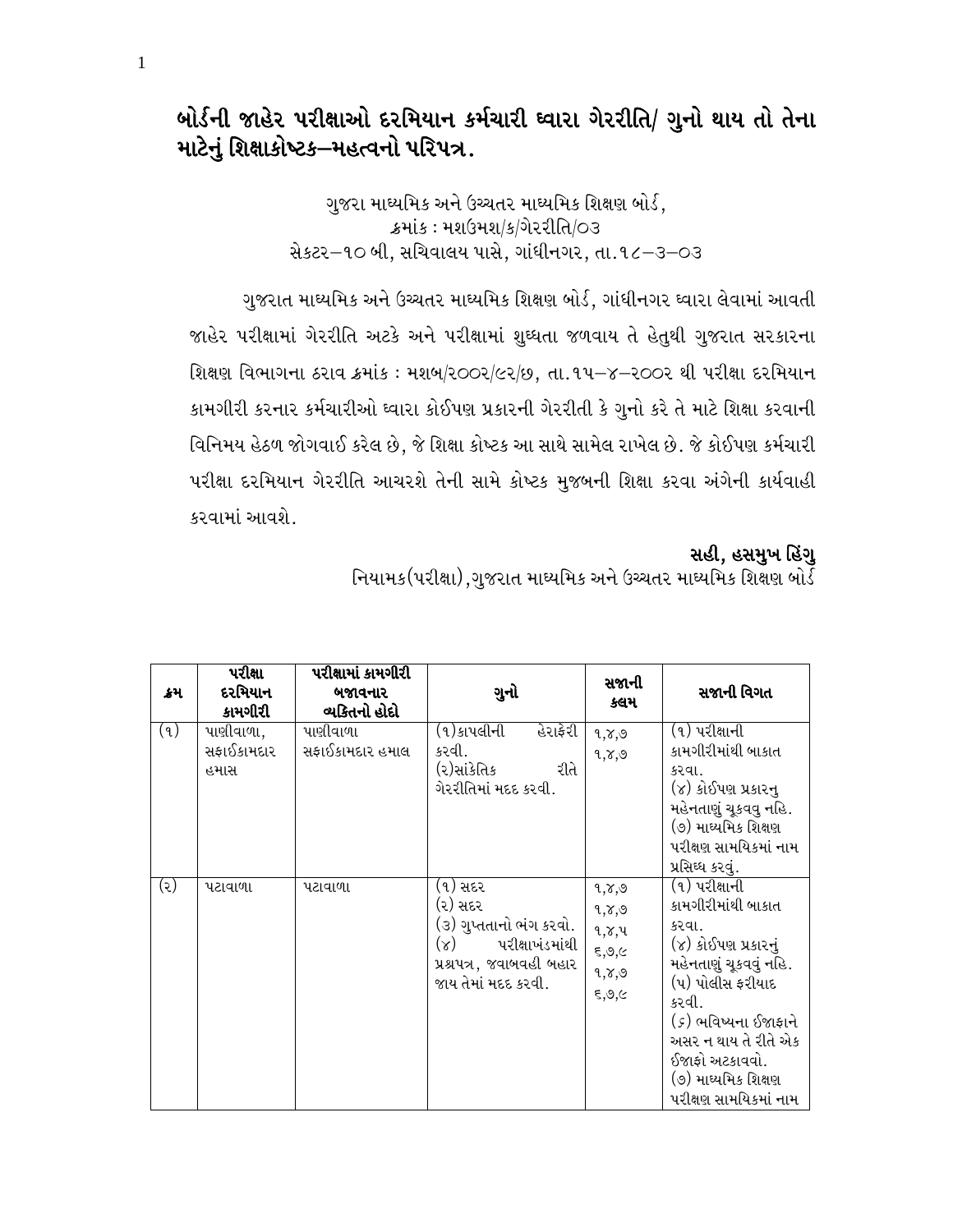# બોર્ડની જાહેર પરીક્ષાઓ દરમિયાન કર્મચારી ધ્વારા ગેરરીતિ/ ગુનો થાય તો તેના માટેનું શિક્ષાકોષ્ટક–મહત્વનો પરિપત્ર.

ગુજરા માધ્યમિક અને ઉચ્ચતર માધ્યમિક શિક્ષણ બોર્ડ,
ક્રમાંક : મશઉમશ/ક/ગેરરીતિ/૦૩
સેકટર–૧૦ બી, સચિવાલય પાસે, ગાંધીનગર, તા.૧૮–૩–૦૩

ગુજરાત માધ્યમિક અને ઉચ્ચતર માધ્યમિક શિક્ષણ બોર્ડ, ગાંધીનગર ધ્વારા લેવામાં આવતી જાહેર પરીક્ષામાં ગેરરીતિ અટકે અને પરીક્ષામાં શુધ્ધતા જળવાય તે હેતુથી ગુજરાત સરકારના શિક્ષણ વિભાગના ઠરાવ ક્રમાંક : મશબ/૨૦૦૨/૯૨/છ, તા.૧૫–૪–૨૦૦૨ થી પરીક્ષા દરમિયાન કામગીરી કરનાર કર્મચારીઓ ધ્વારા કોઈપણ પ્રકારની ગેરરીતી કે ગુનો કરે તે માટે શિક્ષા કરવાની વિનિમય હેઠળ જોગવાઈ કરેલ છે, જે શિક્ષા કોષ્ટક આ સાથે સામેલ રાખેલ છે. જે કોઈપણ કર્મચારી પરીક્ષા દરમિયાન ગેરરીતિ આચરશે તેની સામે કોષ્ટક મુજબની શિક્ષા કરવા અંગેની કાર્યવાહી કરવામાં આવશે.

**સહી, હસમુખ હિંગુ**
નિયામક(પરીક્ષા),ગુજરાત માધ્યમિક અને ઉચ્ચતર માધ્યમિક શિક્ષણ બોર્ડ

| ક્રમ | પરીક્ષા દરમિયાન કામગીરી | પરીક્ષામાં કામગીરી બજાવનાર વ્યક્તિનો હોદો | ગુનો | સજાની કલમ | સજાની વિગત |
|---|---|---|---|---|---|
| (૧) | પાણીવાળા, સફાઈકામદાર હમાસ | પાણીવાળા સફાઈકામદાર હમાલ | (૧)કાપલીની હેરાફેરી કરવી.<br>(૨)સાંકેતિક રીતે ગેરરીતિમાં મદદ કરવી. | ૧,૪,૭<br>૧,૪,૭ | (૧) પરીક્ષાની કામગીરીમાંથી બાકાત કરવા.<br>(૪) કોઈપણ પ્રકારનુ મહેનતાણું ચૂકવવુ નહિ.<br>(૭) માધ્યમિક શિક્ષણ પરીક્ષણ સામયિકમાં નામ પ્રસિધ્ધ કરવું. |
| (૨) | પટાવાળા | પટાવાળા | (૧) સદર<br>(૨) સદર<br>(૩) ગુપ્તતાનો ભંગ કરવો.<br>(૪) પરીક્ષાખંડમાંથી પ્રશ્નપત્ર, જવાબવહી બહાર જાય તેમાં મદદ કરવી. | ૧,૪,૭<br>૧,૪,૭<br>૧,૪,૫<br>૬,૭,૯<br>૧,૪,૭<br>૬,૭,૯ | (૧) પરીક્ષાની કામગીરીમાંથી બાકાત કરવા.<br>(૪) કોઈપણ પ્રકારનું મહેનતાણું ચૂકવવું નહિ.<br>(૫) પોલીસ ફરીયાદ કરવી.<br>(૬) ભવિષ્યના ઈજાફાને અસર ન થાય તે રીતે એક ઈજાફો અટકાવવો.<br>(૭) માધ્યમિક શિક્ષણ પરીક્ષણ સામયિકમાં નામ |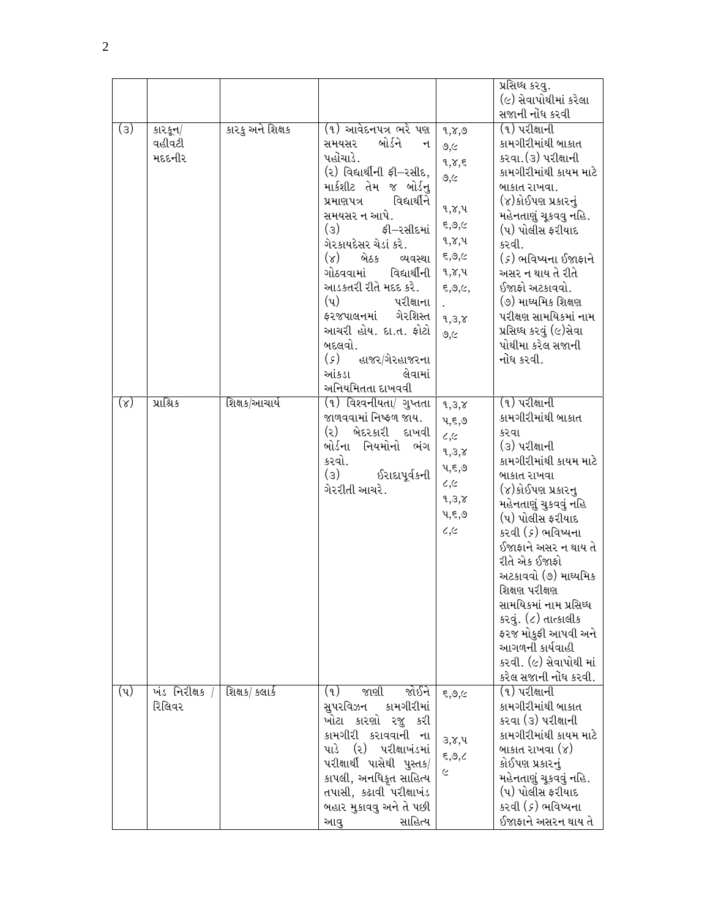| | | | | | |
|---|---|---|---|---|---|
| | | | | | પ્રસિધ્ધ કરવુ. (૯) સેવાપોથીમાં કરેલા સજાની નોંધ કરવી |
| (૩) | કારકૂન/ વહીવટી મદદનીશ | કારકુ અને શિક્ષક | (૧) આવેદનપત્ર ભરે પણ સમયસર બોર્ડને ન પહોચાડે. (૨) વિદ્યાર્થીની ફી–રસીદ, માર્કશીટ તેમ જ બોર્ડનુ પ્રમાણપત્ર વિદ્યાર્થીને સમયસર ન આપે. (૩) ફી–રસીદમાં ગેરકાયદેસર ચેડાં કરે. (૪) બેઠક વ્યવસ્થા ગોઠવવામાં વિદ્યાર્થીની આડકતરી રીતે મદદ કરે. (૫) પરીક્ષાના ફરજપાલનમાં ગેરશિસ્ત આચરી હોય. દા.ત. ફોટો બદલવો. (૬) હાજર/ગેરહાજરના આંકડા લેવામાં અનિયમિતતા દાખવવી | ૧,૪,૭ ૭,૯ ૧,૪,૬ ૭,૯ ૧,૪,૫ ૬,૭,૯ ૧,૪,૫ ૬,૭,૯ ૧,૪,૫ ૬,૭,૯, . ૧,૩,૪ ૭,૯ | (૧) પરીક્ષાની કામગીરીમાંથી બાકાત કરવા.(૩) પરીક્ષાની કામગીરીમાંથી કાયમ માટે બાકાત રાખવા. (૪)કોઈપણ પ્રકારનું મહેનતાણું ચૂકવવુ નહિ. (૫) પોલીસ ફરીયાદ કરવી. (૬) ભવિષ્યના ઈજાફાને અસર ન થાય તે રીતે ઈજાફો અટકાવવો. (૭) માધ્યમિક શિક્ષણ પરીક્ષણ સામયિકમાં નામ પ્રસિધ્ધ કરવું (૯)સેવા પોથીમા કરેલ સજાની નોંધ કરવી. |
| (૪) | પ્રાશ્રિક | શિક્ષક/આચાર્ય | (૧) વિશ્વનીયતા/ ગુપ્તતા જાળવવામાં નિષ્ફળ જાય. (૨) બેદરકારી દાખવી બોર્ડના નિયમોનો ભંગ કરવો. (૩) ઈરાદાપૂર્વકની ગેરરીતી આચરે. | ૧,૩,૪ ૫,૬,૭ ૮,૯ ૧,૩,૪ ૫,૬,૭ ૮,૯ ૧,૩,૪ ૫,૬,૭ ૮,૯ | (૧) પરીક્ષાની કામગીરીમાંથી બાકાત કરવા (૩) પરીક્ષાની કામગીરીમાંથી કાયમ માટે બાકાત રાખવા (૪)કોઈપણ પ્રકારનુ મહેનતાણું ચુકવવું નહિ (૫) પોલીસ ફરીયાદ કરવી (૬) ભવિષ્યના ઈજાફાને અસર ન થાય તે રીતે એક ઈજાફો અટકાવવો (૭) માધ્યમિક શિક્ષણ પરીક્ષણ સામયિકમાં નામ પ્રસિધ્ધ કરવું. (૮) તાત્કાલીક ફરજ મોકુફી આપવી અને આગળની કાર્યવાહી કરવી. (૯) સેવાપોથી માં કરેલ સજાની નોંધ કરવી. |
| (૫) | ખંડ નિરીક્ષક / રિલિવર | શિક્ષક/ કલાર્ક | (૧) જાણી જોઈને સુપરવિઝન કામગીરીમાં ખોટા કારણો રજુ કરી કામગીરી કરાવવાની ના પાડે (૨) પરીક્ષાખંડમાં પરીક્ષાર્થી પાસેથી પુસ્તક/ કાપલી, અનધિકૃત સાહિત્ય તપાસી, કઢાવી પરીક્ષાખંડ બહાર મુકાવવુ અને તે પછી આવુ સાહિત્ય | ૬,૭,૯ ૩,૪,૫ ૬,૭,૮ ૯ | (૧) પરીક્ષાની કામગીરીમાંથી બાકાત કરવા (૩) પરીક્ષાની કામગીરીમાંથી કાયમ માટે બાકાત રાખવા (૪) કોઈપણ પ્રકારનું મહેનતાણું ચૂકવવુ નહિ. (૫) પોલીસ ફરીયાદ કરવી (૬) ભવિષ્યના ઈજાફાને અસરન થાય તે |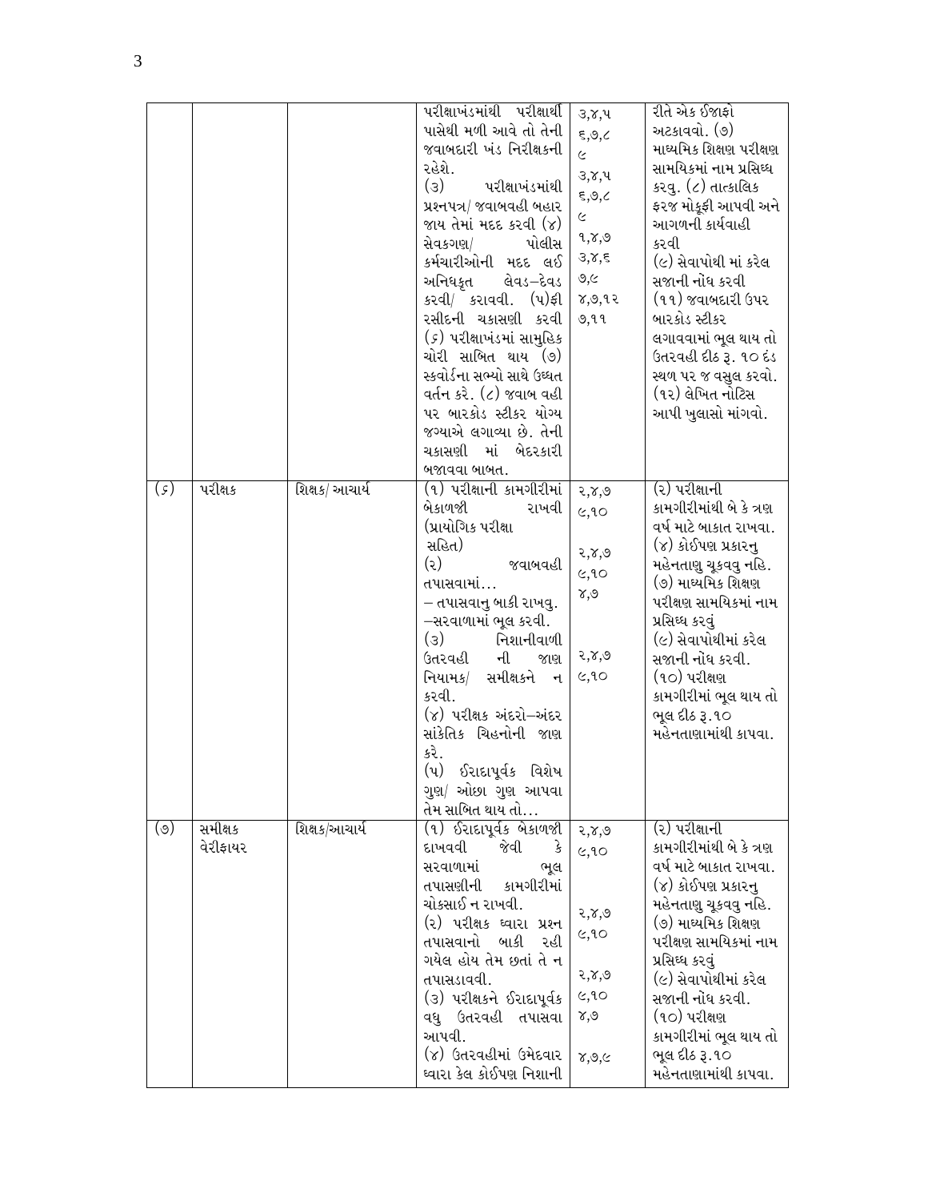|  |  |  | પરીક્ષાખંડમાંથી પરીક્ષાર્થી પાસેથી મળી આવે તો તેની જવાબદારી ખંડ નિરીક્ષકની રહેશે.<br>(૩) પરીક્ષાખંડમાંથી પ્રશ્નપત્ર/ જવાબવહી બહાર જાય તેમાં મદદ કરવી (૪) સેવકગણ/ પોલીસ કર્મચારીઓની મદદ લઈ અનિધકૃત લેવડ–દેવડ કરવી/ કરાવવી. (૫)ફી રસીદની ચકાસણી કરવી (૬) પરીક્ષાખંડમાં સામુહિક ચોરી સાબિત થાય (૭) સ્કવોર્ડના સભ્યો સાથે ઉધ્ધત વર્તન કરે. (૮) જવાબ વહી પર બારકોડ સ્ટીકર યોગ્ય જગ્યાએ લગાવ્યા છે. તેની ચકાસણી માં બેદરકારી બજાવવા બાબત. | ૩,૪,૫<br>૬,૭,૮<br>૯<br>૩,૪,૫<br>૬,૭,૮<br>૯<br>૧,૪,૭<br>૩,૪,૬<br>૭,૯<br>૪,૭,૧૨<br>૭,૧૧ | રીતે એક ઈજાફો અટકાવવો. (૭) માધ્યમિક શિક્ષણ પરીક્ષણ સામયિકમાં નામ પ્રસિધ્ધ કરવુ. (૮) તાત્કાલિક ફરજ મોકુફી આપવી અને આગળની કાર્યવાહી કરવી<br>(૯) સેવાપોથી માં કરેલ સજાની નોંધ કરવી<br>(૧૧) જવાબદારી ઉપર બારકોડ સ્ટીકર લગાવવામાં ભૂલ થાય તો ઉતરવહી દીઠ રૂ. ૧૦ દંડ સ્થળ પર જ વસુલ કરવો.<br>(૧૨) લેખિત નોટિસ આપી ખુલાસો માંગવો. |
|---|---|---|---|---|---|
| (૬) | પરીક્ષક | શિક્ષક/ આચાર્ય | (૧) પરીક્ષાની કામગીરીમાં બેકાળજી રાખવી (પ્રાયોગિક પરીક્ષા સહિત)<br>(૨) જવાબવહી તપાસવામાં…<br>– તપાસવાનુ બાકી રાખવુ.<br>–સરવાળામાં ભૂલ કરવી.<br>(૩) નિશાનીવાળી ઉતરવહી ની જાણ નિયામક/ સમીક્ષકને ન કરવી.<br>(૪) પરીક્ષક અંદરો–અંદર સાંકેતિક ચિહનોની જાણ કરે.<br>(૫) ઈરાદાપૂર્વક વિશેષ ગુણ/ ઓછા ગુણ આપવા તેમ સાબિત થાય તો… | ૨,૪,૭<br>૯,૧૦<br>૨,૪,૭<br>૯,૧૦<br>૪,૭<br>૨,૪,૭<br>૯,૧૦ | (૨) પરીક્ષાની કામગીરીમાંથી બે કે ત્રણ વર્ષ માટે બાકાત રાખવા.<br>(૪) કોઈપણ પ્રકારનુ મહેનતાણુ ચૂકવવુ નહિ.<br>(૭) માધ્યમિક શિક્ષણ પરીક્ષણ સામયિકમાં નામ પ્રસિધ્ધ કરવું<br>(૯) સેવાપોથીમાં કરેલ સજાની નોંધ કરવી.<br>(૧૦) પરીક્ષણ કામગીરીમાં ભૂલ થાય તો ભૂલ દીઠ રૂ.૧૦ મહેનતાણામાંથી કાપવા. |
| (૭) | સમીક્ષક વેરીફાયર | શિક્ષક/આચાર્ય | (૧) ઈરાદાપૂર્વક બેકાળજી દાખવવી જેવી કે સરવાળામાં ભૂલ તપાસણીની કામગીરીમાં ચોક્સાઈ ન રાખવી.<br>(૨) પરીક્ષક ધ્વારા પ્રશ્ન તપાસવાનો બાકી રહી ગયેલ હોય તેમ છતાં તે ન તપાસડાવવી.<br>(૩) પરીક્ષકને ઈરાદાપૂર્વક વધુ ઉતરવહી તપાસવા આપવી.<br>(૪) ઉતરવહીમાં ઉમેદવાર ધ્વારા કેલ કોઈપણ નિશાની | ૨,૪,૭<br>૯,૧૦<br>૨,૪,૭<br>૯,૧૦<br>૨,૪,૭<br>૯,૧૦<br>૪,૭<br>૪,૭,૯ | (૨) પરીક્ષાની કામગીરીમાંથી બે કે ત્રણ વર્ષ માટે બાકાત રાખવા.<br>(૪) કોઈપણ પ્રકારનુ મહેનતાણુ ચૂકવવુ નહિ.<br>(૭) માધ્યમિક શિક્ષણ પરીક્ષણ સામયિકમાં નામ પ્રસિધ્ધ કરવું<br>(૯) સેવાપોથીમાં કરેલ સજાની નોંધ કરવી.<br>(૧૦) પરીક્ષણ કામગીરીમાં ભૂલ થાય તો ભૂલ દીઠ રૂ.૧૦ મહેનતાણામાંથી કાપવા. |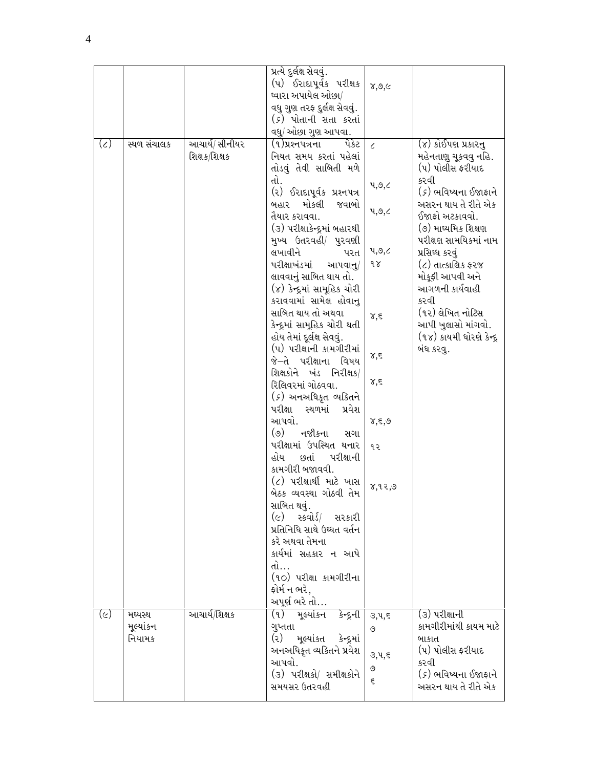| | | | પ્રત્યે દુર્લક્ષ સેવવું.<br>(૫) ઈરાદાપૂર્વક પરીક્ષક ધ્વારા અપાયેલ ઓછા/ વધુ ગુણ તરફ દુર્લક્ષ સેવવું.<br>(૬) પોતાની સતા કરતાં વધુ/ ઓછા ગુણ આપવા. | ૪,૭,૯ | |
|---|---|---|---|---|---|
| (૮) | સ્થળ સંચાલક | આચાર્ય/ સીનીયર શિક્ષક/શિક્ષક | (૧)પ્રશ્નપત્રના પેકેટ નિયત સમય કરતાં પહેલાં તોડવું તેવી સાબિતી મળે તો.<br>(૨) ઈરાદાપૂર્વક પ્રશ્નપત્ર બહાર મોકલી જવાબો તૈયાર કરાવવા.<br>(૩) પરીક્ષાકેન્દ્રમાં બહારથી મુખ્ય ઉતરવહી/ પુરવણી લખાવીને પરત પરીક્ષાખંડમાં આપવાનુ/ લાવવાનું સાબિત થાય તો.<br>(૪) કેન્દ્રમાં સામુહિક ચોરી કરાવવામાં સામેલ હોવાનુ સાબિત થાય તો અથવા કેન્દ્રમાં સામૂહિક ચોરી થતી હોય તેમાં દૂર્લક્ષ સેવવું.<br>(૫) પરીક્ષાની કામગીરીમાં જે–તે પરીક્ષાના વિષય શિક્ષકોને ખંડ નિરીક્ષક/ રિલિવરમાં ગોઠવવા.<br>(૬) અનઅધિકૃત વ્યકિતને પરીક્ષા સ્થળમાં પ્રવેશ આપવો.<br>(૭) નજીકના સગા પરીક્ષામાં ઉપસ્થિત થનાર હોય છતાં પરીક્ષાની કામગીરી બજાવવી.<br>(૮) પરીક્ષાર્થી માટે ખાસ બેઠક વ્યવસ્થા ગોઠવી તેમ સાબિત થવું.<br>(૯) સ્કવોર્ડ/ સરકારી પ્રતિનિધિ સાથે ઉધ્ધત વર્તન કરે અથવા તેમના કાર્યમાં સહકાર ન આપે તો…<br>(૧૦) પરીક્ષા કામગીરીના ફોર્મ ન ભરે, અપૂર્ણ ભરે તો… | ૮<br>૫,૭,૮<br>૫,૭,૮<br>૫,૭,૮<br>૧૪<br>૪,૬<br>૪,૬<br>૪,૬<br>૪,૬,૭<br>૧૨<br>૪,૧૨,૭ | (૪) કોઈપણ પ્રકારનુ મહેનતાણુ ચૂકવવુ નહિ.<br>(૫) પોલીસ ફરીયાદ કરવી<br>(૬) ભવિષ્યના ઈજાફાને અસરન થાય તે રીતે એક ઈજાફો અટકાવવો.<br>(૭) માધ્યમિક શિક્ષણ પરીક્ષણ સામયિકમાં નામ પ્રસિધ્ધ કરવું<br>(૮) તાત્કાલિક ફરજ મોકૂફી આપવી અને આગળની કાર્યવાહી કરવી<br>(૧૨) લેખિત નોટિસ આપી ખુલાસો માંગવો.<br>(૧૪) કાયમી ધોરણે કેન્દ્ર બંધ કરવુ. |
| (૯) | મધ્યસ્થ મૂલ્યાંકન નિયામક | આચાર્ય/શિક્ષક | (૧) મૂલ્યાંકન કેન્દ્રની ગુપ્તતા<br>(૨) મૂલ્યાંકત કેન્દ્રમાં અનઅધિકૃત વ્યકિતને પ્રવેશ આપવો.<br>(૩) પરીક્ષકો/ સમીક્ષકોને સમયસર ઉતરવહી | ૩,૫,૬<br>૭<br>૩,૫,૬<br>૭<br>૬ | (૩) પરીક્ષાની કામગીરીમાંથી કાયમ માટે બાકાત<br>(૫) પોલીસ ફરીયાદ કરવી<br>(૬) ભવિષ્યના ઈજાફાને અસરન થાય તે રીતે એક |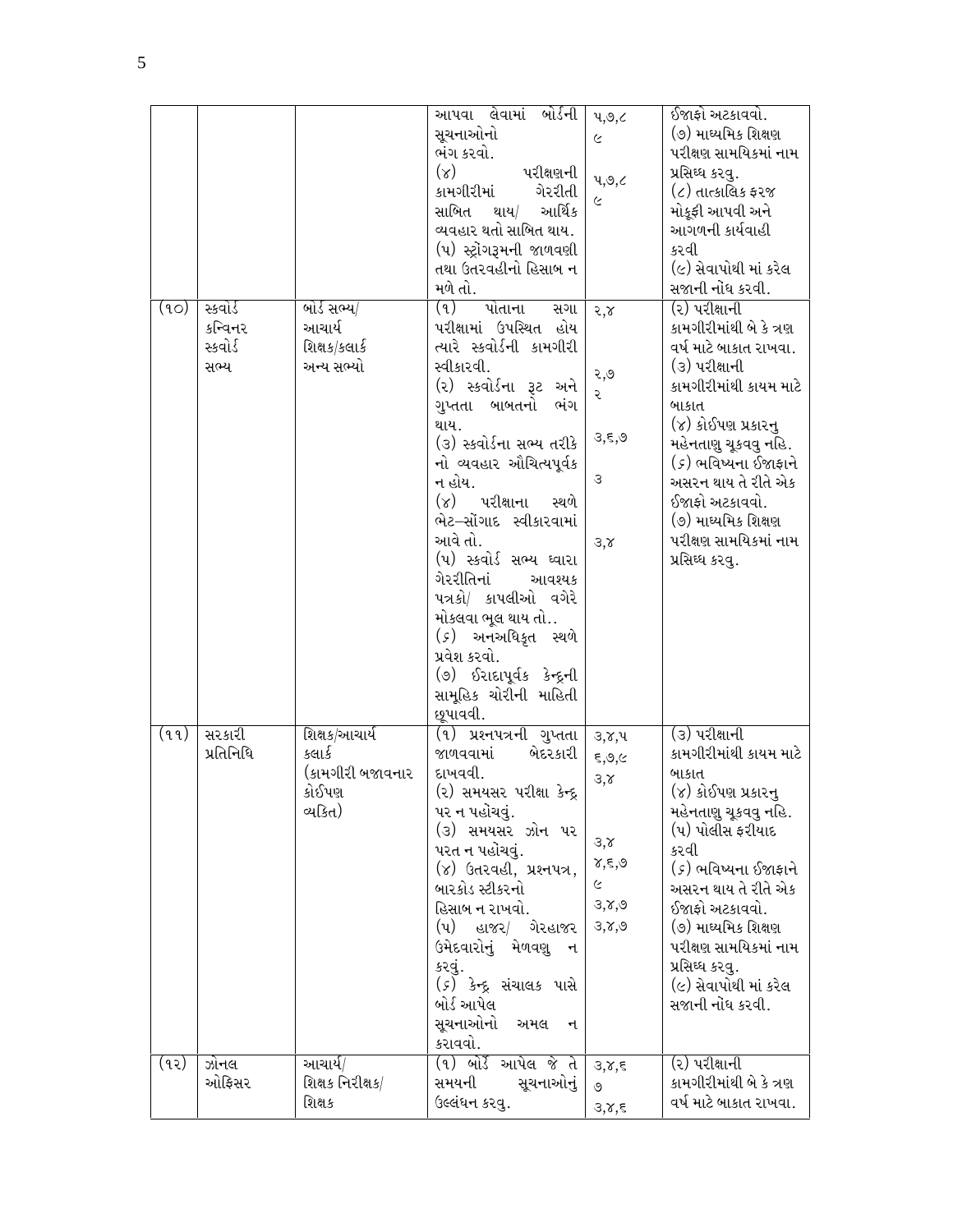| | | | | | |
|---|---|---|---|---|---|
| | | | આપવા લેવામાં બોર્ડની સૂચનાઓનો ભંગ કરવો.<br>(૪) પરીક્ષણની કામગીરીમાં ગેરરીતી સાબિત થાય/ આર્થિક વ્યવહાર થતો સાબિત થાય.<br>(૫) સ્ટ્રોંગરૂમની જાળવણી તથા ઉતરવહીનો હિસાબ ન મળે તો. | ૫,૭,૮<br>૯<br><br>૫,૭,૮<br>૯ | ઈજાફો અટકાવવો.<br>(૭) માધ્યમિક શિક્ષણ પરીક્ષણ સામયિકમાં નામ પ્રસિધ્ધ કરવુ.<br>(૮) તાત્કાલિક ફરજ મોકૂફી આપવી અને આગળની કાર્યવાહી કરવી<br>(૯) સેવાપોથી માં કરેલ સજાની નોંધ કરવી. |
| (૧૦) | સ્કવોર્ડ કન્વિનર સ્કવોર્ડ સભ્ય | બોર્ડ સભ્ય/ આચાર્ય શિક્ષક/કલાર્ક અન્ય સભ્યો | (૧) પોતાના સગા પરીક્ષામાં ઉપસ્થિત હોય ત્યારે સ્કવોર્ડની કામગીરી સ્વીકારવી.<br>(૨) સ્કવોર્ડના રૂટ અને ગુપ્તતા બાબતનો ભંગ થાય.<br>(૩) સ્કવોર્ડના સભ્ય તરીકે નો વ્યવહાર ઔચિત્યપૂર્વક ન હોય.<br>(૪) પરીક્ષાના સ્થળે ભેટ–સોંગાદ સ્વીકારવામાં આવે તો.<br>(૫) સ્કવોર્ડ સભ્ય ધ્વારા ગેરરીતિનાં આવશ્યક પત્રકો/ કાપલીઓ વગેરે મોકલવા ભૂલ થાય તો..<br>(૬) અનઅધિકૃત સ્થળે પ્રવેશ કરવો.<br>(૭) ઈરાદાપૂર્વક કેન્દ્રની સામૂહિક ચોરીની માહિતી છૂપાવવી. | ૨,૪<br><br>૨,૭<br>૨<br><br>૩,૬,૭<br><br>૩<br><br>૩,૪ | (૨) પરીક્ષાની કામગીરીમાંથી બે કે ત્રણ વર્ષ માટે બાકાત રાખવા.<br>(૩) પરીક્ષાની કામગીરીમાંથી કાયમ માટે બાકાત<br>(૪) કોઈપણ પ્રકારનુ મહેનતાણુ ચૂકવવુ નહિ.<br>(૬) ભવિષ્યના ઈજાફાને અસરન થાય તે રીતે એક ઈજાફો અટકાવવો.<br>(૭) માધ્યમિક શિક્ષણ પરીક્ષણ સામયિકમાં નામ પ્રસિધ્ધ કરવુ. |
| (૧૧) | સરકારી પ્રતિનિધિ | શિક્ષક/આચાર્ય કલાર્ક (કામગીરી બજાવનાર કોઈપણ વ્યકિત) | (૧) પ્રશ્નપત્રની ગુપ્તતા જાળવવામાં બેદરકારી દાખવવી.<br>(૨) સમયસર પરીક્ષા કેન્દ્ર પર ન પહોચવું.<br>(૩) સમયસર ઝોન પર પરત ન પહોચવું.<br>(૪) ઉતરવહી, પ્રશ્નપત્ર, બારકોડ સ્ટીકરનો હિસાબ ન રાખવો.<br>(૫) હાજર/ ગેરહાજર ઉમેદવારોનું મેળવણુ ન કરવું.<br>(૬) કેન્દ્ર સંચાલક પાસે બોર્ડ આપેલ સૂચનાઓનો અમલ ન કરાવવો. | ૩,૪,૫<br>૬,૭,૯<br>૩,૪<br><br>૩,૪<br>૪,૬,૭<br>૯<br>૩,૪,૭<br>૩,૪,૭ | (૩) પરીક્ષાની કામગીરીમાંથી કાયમ માટે બાકાત<br>(૪) કોઈપણ પ્રકારનુ મહેનતાણુ ચૂકવવુ નહિ.<br>(૫) પોલીસ ફરીયાદ કરવી<br>(૬) ભવિષ્યના ઈજાફાને અસરન થાય તે રીતે એક ઈજાફો અટકાવવો.<br>(૭) માધ્યમિક શિક્ષણ પરીક્ષણ સામયિકમાં નામ પ્રસિધ્ધ કરવુ.<br>(૯) સેવાપોથી માં કરેલ સજાની નોંધ કરવી. |
| (૧૨) | ઝોનલ ઓફિસર | આચાર્ય/ શિક્ષક નિરીક્ષક/ શિક્ષક | (૧) બોર્ડે આપેલ જે તે સમયની સૂચનાઓનું ઉલ્લંઘન કરવુ. | ૩,૪,૬<br>૭<br>૩,૪,૬ | (૨) પરીક્ષાની કામગીરીમાંથી બે કે ત્રણ વર્ષ માટે બાકાત રાખવા. |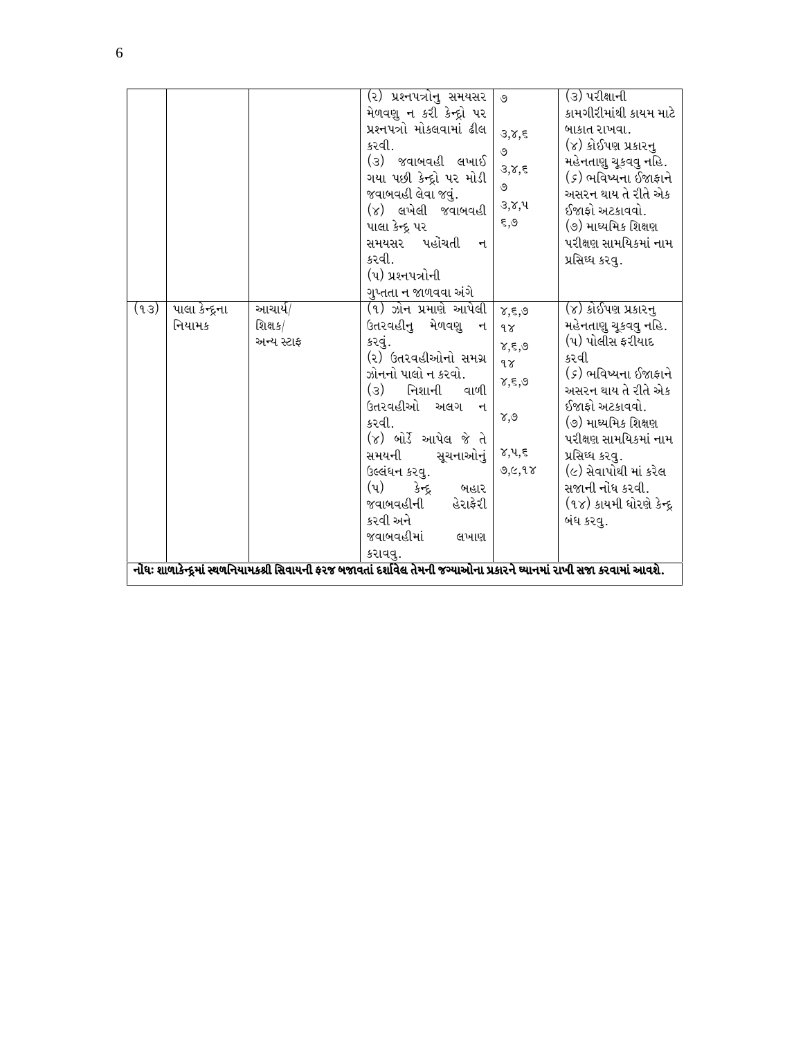| | | | | | |
|---|---|---|---|---|---|
| | | | (૨) પ્રશ્નપત્રોનુ સમયસર મેળવણુ ન કરી કેન્દ્રો પર પ્રશ્નપત્રો મોકલવામાં ઢીલ કરવી.<br>(૩) જવાબવહી લખાઈ ગયા પછી કેન્દ્રો પર મોડી જવાબવહી લેવા જવું.<br>(૪) લખેલી જવાબવહી પાલા કેન્દ્ર પર સમયસર પહોંચતી ન કરવી.<br>(૫) પ્રશ્નપત્રોની ગુપ્તતા ન જાળવવા અંગે | ૭<br>૩,૪,૬<br>૭<br>૩,૪,૬<br>૭<br>૩,૪,૫<br>૬,૭ | (૩) પરીક્ષાની કામગીરીમાંથી કાયમ માટે બાકાત રાખવા.<br>(૪) કોઈપણ પ્રકારનુ મહેનતાણુ ચૂકવવુ નહિ.<br>(૬) ભવિષ્યના ઈજાફાને અસરન થાય તે રીતે એક ઈજાફો અટકાવવો.<br>(૭) માધ્યમિક શિક્ષણ પરીક્ષણ સામયિકમાં નામ પ્રસિધ્ધ કરવુ. |
| (૧૩) | પાલા કેન્દ્રના નિયામક | આચાર્ય/ શિક્ષક/ અન્ય સ્ટાફ | (૧) ઝોન પ્રમાણે આપેલી ઉતરવહીનુ મેળવણુ ન કરવું.<br>(૨) ઉતરવહીઓનો સમગ્ર ઝોનનો પાલો ન કરવો.<br>(૩) નિશાની વાળી ઉતરવહીઓ અલગ ન કરવી.<br>(૪) બોર્ડે આપેલ જે તે સમયની સૂચનાઓનું ઉલ્લંઘન કરવુ.<br>(૫) કેન્દ્ર બહાર જવાબવહીની હેરાફેરી કરવી અને જવાબવહીમાં લખાણ કરાવવુ. | ૪,૬,૭<br>૧૪<br>૪,૬,૭<br>૧૪<br>૪,૬,૭<br>૪,૭<br>૪,૫,૬<br>૭,૯,૧૪ | (૪) કોઈપણ પ્રકારનુ મહેનતાણુ ચૂકવવુ નહિ.<br>(૫) પોલીસ ફરીયાદ કરવી<br>(૬) ભવિષ્યના ઈજાફાને અસરન થાય તે રીતે એક ઈજાફો અટકાવવો.<br>(૭) માધ્યમિક શિક્ષણ પરીક્ષણ સામયિકમાં નામ પ્રસિધ્ધ કરવુ.<br>(૯) સેવાપોથી માં કરેલ સજાની નોંધ કરવી.<br>(૧૪) કાયમી ધોરણે કેન્દ્ર બંધ કરવુ. |

**નોંધઃ શાળાકેન્દ્રમાં સ્થળનિયામકશ્રી સિવાયની ફરજ બજાવતાં દર્શાવેલ તેમની જગ્યાઓના પ્રકારને ધ્યાનમાં રાખી સજા કરવામાં આવશે.**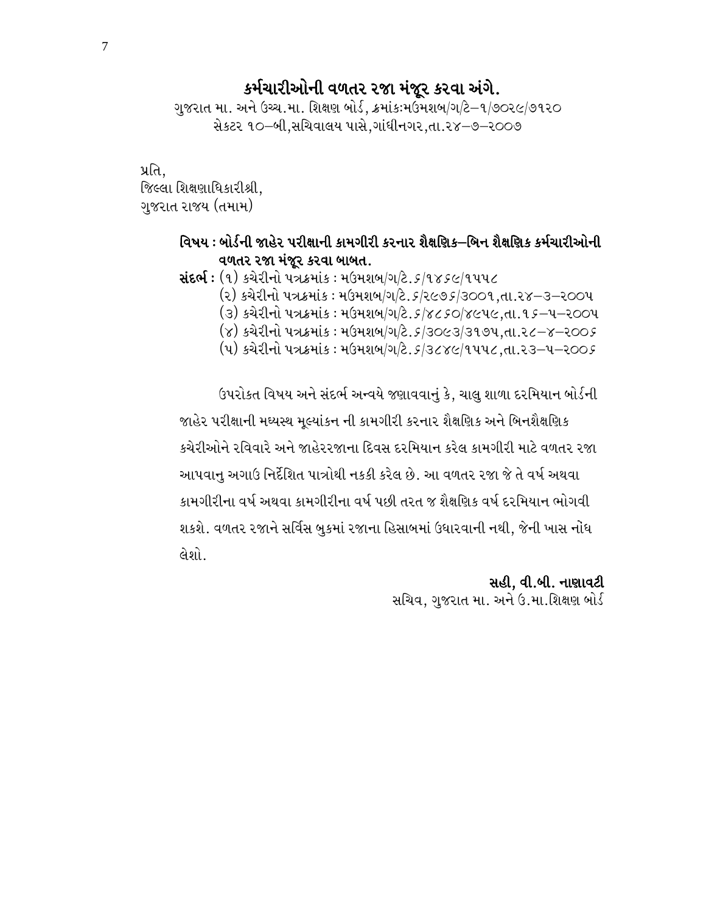# કર્મચારીઓની વળતર રજા મંજૂર કરવા અંગે.

ગુજરાત મા. અને ઉચ્ચ.મા. શિક્ષણ બોર્ડ, ક્રમાંકઃમઉમશબ/ગ/ટિ–૧/૭૦૨૯/૭૧૨૦
સેક્ટર ૧૦–બી,સચિવાલય પાસે,ગાંધીનગર,તા.૨૪–૭–૨૦૦૭

પ્રતિ,
જિલ્લા શિક્ષણાધિકારીશ્રી,
ગુજરાત રાજય (તમામ)

**વિષય : બોર્ડની જાહેર પરીક્ષાની કામગીરી કરનાર શૈક્ષણિક–બિન શૈક્ષણિક કર્મચારીઓની વળતર રજા મંજૂર કરવા બાબત.**

**સંદર્ભ :** (૧) કચેરીનો પત્રક્રમાંક : મઉમશબ/ગ/ટિ.૬/૧૪૬૯/૧૫૫૮
(૨) કચેરીનો પત્રક્રમાંક : મઉમશબ/ગ/ટિ.૬/૨૯૭૬/૩૦૦૧,તા.૨૪–૩–૨૦૦૫
(૩) કચેરીનો પત્રક્રમાંક : મઉમશબ/ગ/ટિ.૬/૪૮૬૦/૪૯૫૯,તા.૧૬–૫–૨૦૦૫
(૪) કચેરીનો પત્રક્રમાંક : મઉમશબ/ગ/ટિ.૬/૩૦૯૩/૩૧૭૫,તા.૨૮–૪–૨૦૦૬
(૫) કચેરીનો પત્રક્રમાંક : મઉમશબ/ગ/ટિ.૬/૩૮૪૯/૧૫૫૮,તા.૨૩–૫–૨૦૦૬

ઉપરોક્ત વિષય અને સંદર્ભ અન્વયે જણાવવાનું કે, ચાલુ શાળા દરમિયાન બોર્ડની જાહેર પરીક્ષાની મધ્યસ્થ મૂલ્યાંકન ની કામગીરી કરનાર શૈક્ષણિક અને બિનશૈક્ષણિક કચેરીઓને રવિવારે અને જાહેરરજાના દિવસ દરમિયાન કરેલ કામગીરી માટે વળતર રજા આપવાનુ અગાઉ નિર્દેશિત પાત્રોથી નકકી કરેલ છે. આ વળતર રજા જે તે વર્ષ અથવા કામગીરીના વર્ષ અથવા કામગીરીના વર્ષ પછી તરત જ શૈક્ષણિક વર્ષ દરમિયાન ભોગવી શકશે. વળતર રજાને સર્વિસ બુકમાં રજાના હિસાબમાં ઉધારવાની નથી, જેની ખાસ નોંધ લેશો.

**સહી, વી.બી. નાણાવટી**
સચિવ, ગુજરાત મા. અને ઉ.મા.શિક્ષણ બોર્ડ